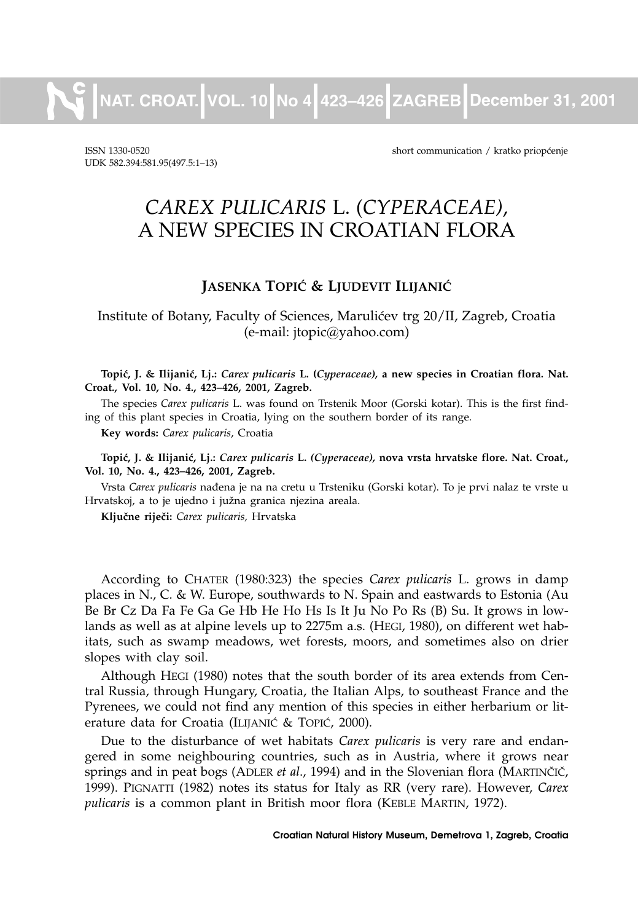ISSN 1330-0520 short communication / kratko priopćenje
UDK 582.394:581.95(497.5:1–13)

# *CAREX PULICARIS* L. (*CYPERACEAE*), A NEW SPECIES IN CROATIAN FLORA

**JASENKA TOPIĆ & LJUDEVIT ILIJANIĆ**

Institute of Botany, Faculty of Sciences, Marulićev trg 20/II, Zagreb, Croatia
(e-mail: jtopic@yahoo.com)

**Topić, J. & Ilijanić, Lj.: *Carex pulicaris* L. (*Cyperaceae*), a new species in Croatian flora. Nat. Croat., Vol. 10, No. 4., 423–426, 2001, Zagreb.**

The species *Carex pulicaris* L. was found on Trstenik Moor (Gorski kotar). This is the first finding of this plant species in Croatia, lying on the southern border of its range.

**Key words:** *Carex pulicaris*, Croatia

**Topić, J. & Ilijanić, Lj.: *Carex pulicaris* L. *(Cyperaceae)*, nova vrsta hrvatske flore. Nat. Croat., Vol. 10, No. 4., 423–426, 2001, Zagreb.**

Vrsta *Carex pulicaris* nađena je na na cretu u Trsteniku (Gorski kotar). To je prvi nalaz te vrste u Hrvatskoj, a to je ujedno i južna granica njezina areala.

**Ključne riječi:** *Carex pulicaris*, Hrvatska

According to CHATER (1980:323) the species *Carex pulicaris* L. grows in damp places in N., C. & W. Europe, southwards to N. Spain and eastwards to Estonia (Au Be Br Cz Da Fa Fe Ga Ge Hb He Ho Hs Is It Ju No Po Rs (B) Su. It grows in lowlands as well as at alpine levels up to 2275m a.s. (HEGI, 1980), on different wet habitats, such as swamp meadows, wet forests, moors, and sometimes also on drier slopes with clay soil.

Although HEGI (1980) notes that the south border of its area extends from Central Russia, through Hungary, Croatia, the Italian Alps, to southeast France and the Pyrenees, we could not find any mention of this species in either herbarium or literature data for Croatia (ILIJANIĆ & TOPIĆ, 2000).

Due to the disturbance of wet habitats *Carex pulicaris* is very rare and endangered in some neighbouring countries, such as in Austria, where it grows near springs and in peat bogs (ADLER *et al.*, 1994) and in the Slovenian flora (MARTINČIČ, 1999). PIGNATTI (1982) notes its status for Italy as RR (very rare). However, *Carex pulicaris* is a common plant in British moor flora (KEBLE MARTIN, 1972).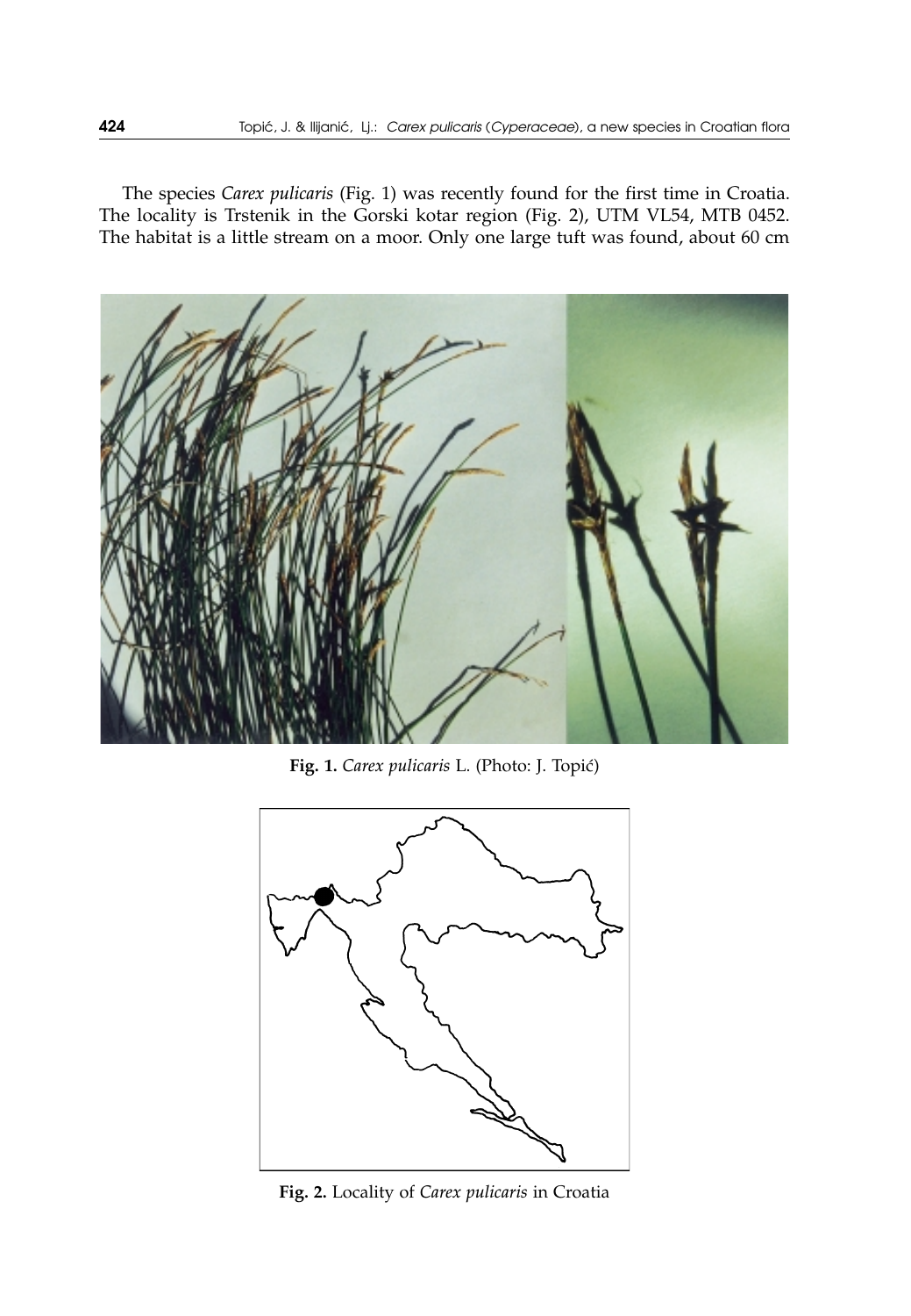The species *Carex pulicaris* (Fig. 1) was recently found for the first time in Croatia. The locality is Trstenik in the Gorski kotar region (Fig. 2), UTM VL54, MTB 0452. The habitat is a little stream on a moor. Only one large tuft was found, about 60 cm

**Fig. 1.** *Carex pulicaris* L. (Photo: J. Topić)

**Fig. 2.** Locality of *Carex pulicaris* in Croatia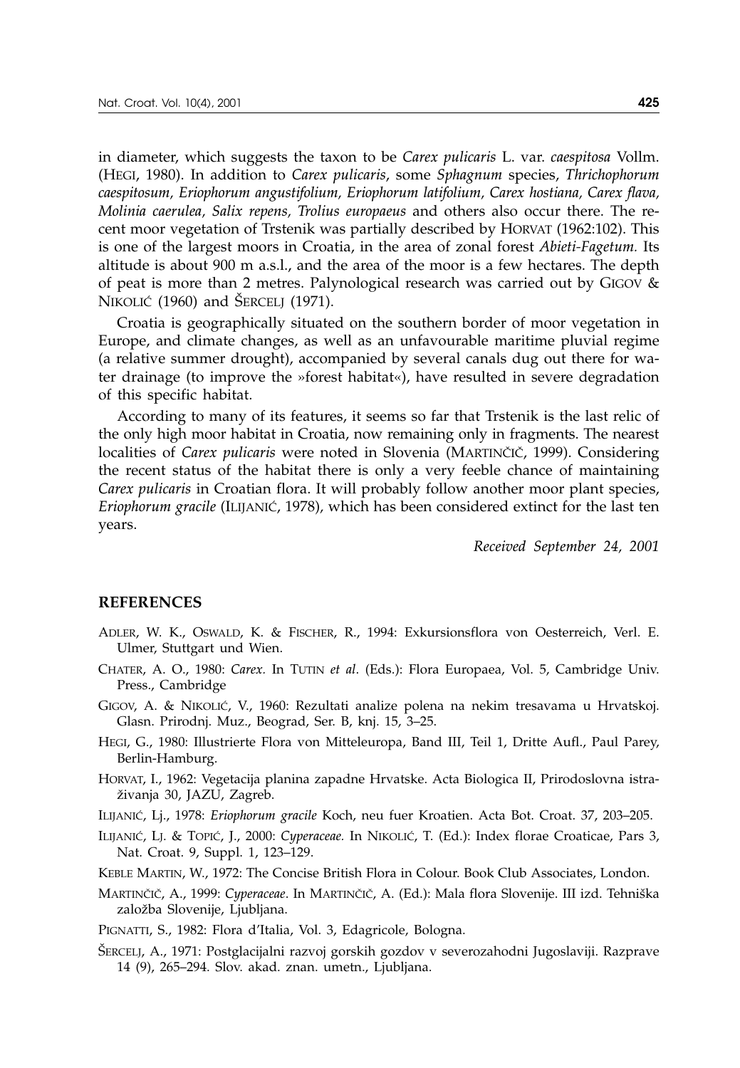in diameter, which suggests the taxon to be *Carex pulicaris* L. var. *caespitosa* Vollm. (HEGI, 1980). In addition to *Carex pulicaris*, some *Sphagnum* species, *Thrichophorum caespitosum, Eriophorum angustifolium, Eriophorum latifolium, Carex hostiana, Carex flava, Molinia caerulea, Salix repens, Trolius europaeus* and others also occur there. The recent moor vegetation of Trstenik was partially described by HORVAT (1962:102). This is one of the largest moors in Croatia, in the area of zonal forest *Abieti-Fagetum.* Its altitude is about 900 m a.s.l., and the area of the moor is a few hectares. The depth of peat is more than 2 metres. Palynological research was carried out by GIGOV & NIKOLIĆ (1960) and ŠERCELJ (1971).

Croatia is geographically situated on the southern border of moor vegetation in Europe, and climate changes, as well as an unfavourable maritime pluvial regime (a relative summer drought), accompanied by several canals dug out there for water drainage (to improve the »forest habitat«), have resulted in severe degradation of this specific habitat.

According to many of its features, it seems so far that Trstenik is the last relic of the only high moor habitat in Croatia, now remaining only in fragments. The nearest localities of *Carex pulicaris* were noted in Slovenia (MARTINČIČ, 1999). Considering the recent status of the habitat there is only a very feeble chance of maintaining *Carex pulicaris* in Croatian flora. It will probably follow another moor plant species, *Eriophorum gracile* (ILIJANIĆ, 1978), which has been considered extinct for the last ten years.

*Received September 24, 2001*

## REFERENCES

ADLER, W. K., OSWALD, K. & FISCHER, R., 1994: Exkursionsflora von Oesterreich, Verl. E. Ulmer, Stuttgart und Wien.

CHATER, A. O., 1980: *Carex.* In TUTIN *et al*. (Eds.): Flora Europaea, Vol. 5, Cambridge Univ. Press., Cambridge

GIGOV, A. & NIKOLIĆ, V., 1960: Rezultati analize polena na nekim tresavama u Hrvatskoj. Glasn. Prirodnj. Muz., Beograd, Ser. B, knj. 15, 3–25.

HEGI, G., 1980: Illustrierte Flora von Mitteleuropa, Band III, Teil 1, Dritte Aufl., Paul Parey, Berlin-Hamburg.

HORVAT, I., 1962: Vegetacija planina zapadne Hrvatske. Acta Biologica II, Prirodoslovna istraživanja 30, JAZU, Zagreb.

ILIJANIĆ, Lj., 1978: *Eriophorum gracile* Koch, neu fuer Kroatien. Acta Bot. Croat. 37, 203–205.

ILIJANIĆ, LJ. & TOPIĆ, J., 2000: *Cyperaceae.* In NIKOLIĆ, T. (Ed.): Index florae Croaticae, Pars 3, Nat. Croat. 9, Suppl. 1, 123–129.

KEBLE MARTIN, W., 1972: The Concise British Flora in Colour. Book Club Associates, London.

MARTINČIČ, A., 1999: *Cyperaceae*. In MARTINČIČ, A. (Ed.): Mala flora Slovenije. III izd. Tehniška založba Slovenije, Ljubljana.

PIGNATTI, S., 1982: Flora d'Italia, Vol. 3, Edagricole, Bologna.

ŠERCELJ, A., 1971: Postglacijalni razvoj gorskih gozdov v severozahodni Jugoslaviji. Razprave 14 (9), 265–294. Slov. akad. znan. umetn., Ljubljana.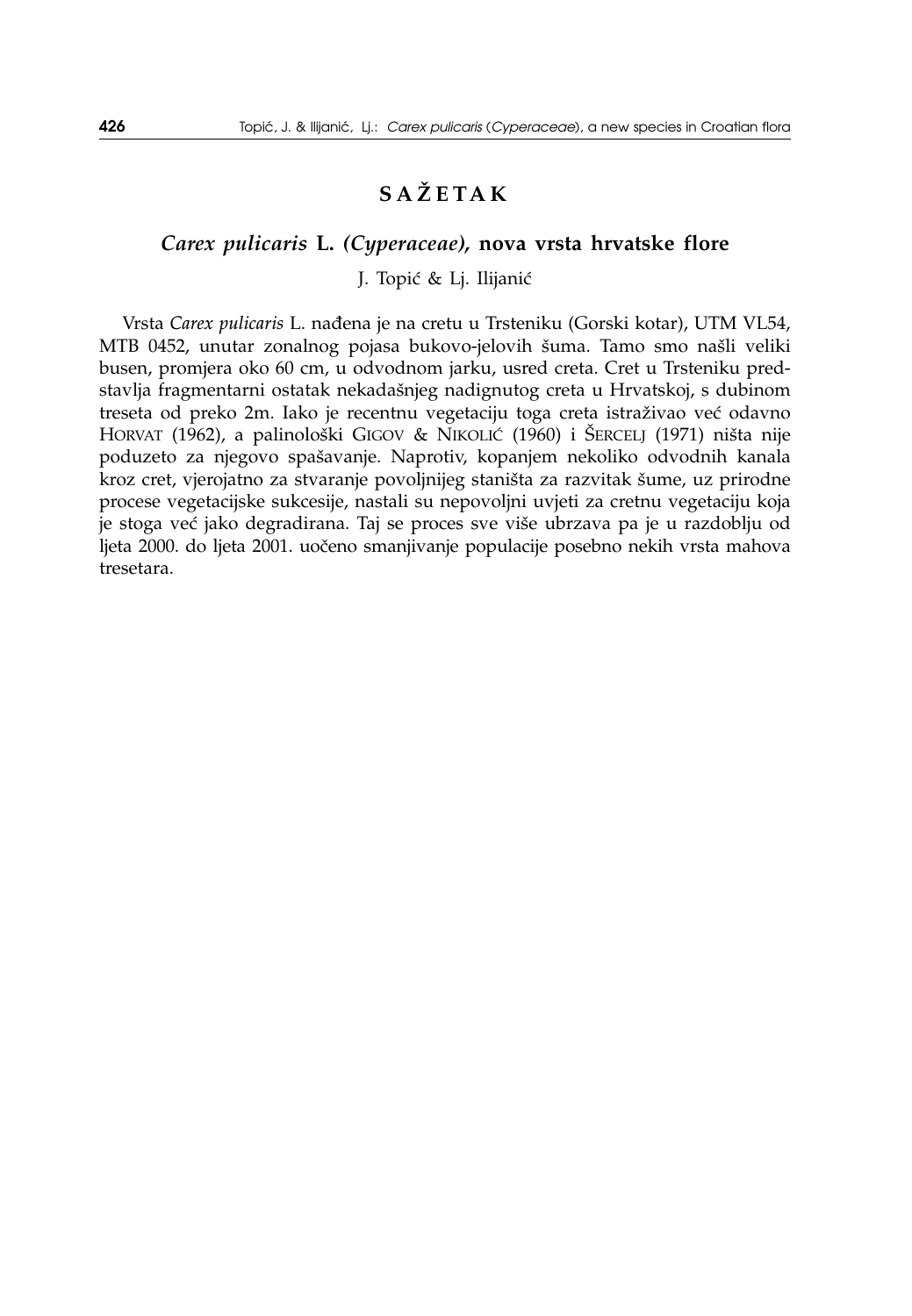## SAŽETAK

### *Carex pulicaris* L. *(Cyperaceae)*, nova vrsta hrvatske flore

J. Topić & Lj. Ilijanić

Vrsta *Carex pulicaris* L. nađena je na cretu u Trsteniku (Gorski kotar), UTM VL54, MTB 0452, unutar zonalnog pojasa bukovo-jelovih šuma. Tamo smo našli veliki busen, promjera oko 60 cm, u odvodnom jarku, usred creta. Cret u Trsteniku predstavlja fragmentarni ostatak nekadašnjeg nadignutog creta u Hrvatskoj, s dubinom treseta od preko 2m. Iako je recentnu vegetaciju toga creta istraživao već odavno HORVAT (1962), a palinološki GIGOV & NIKOLIĆ (1960) i ŠERCELJ (1971) ništa nije poduzeto za njegovo spašavanje. Naprotiv, kopanjem nekoliko odvodnih kanala kroz cret, vjerojatno za stvaranje povoljnijeg staništa za razvitak šume, uz prirodne procese vegetacijske sukcesije, nastali su nepovoljni uvjeti za cretnu vegetaciju koja je stoga već jako degradirana. Taj se proces sve više ubrzava pa je u razdoblju od ljeta 2000. do ljeta 2001. uočeno smanjivanje populacije posebno nekih vrsta mahova tresetara.